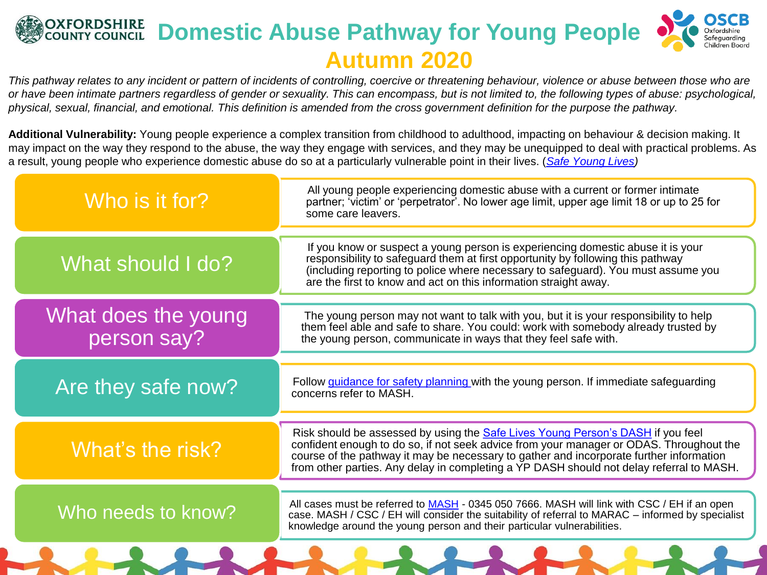# Domestic Abuse Pathway for Young People

## Autumn 2020

*This pathway relates to any incident or pattern of incidents of controlling, coercive or threatening behaviour, violence or abuse between those who are or have been intimate partners regardless of gender or sexuality. This can encompass, but is not limited to, the following types of abuse: psychological, physical, sexual, financial, and emotional. This definition is amended from the cross government definition for the purpose the pathway.*

**Additional Vulnerability:** Young people experience a complex transition from childhood to adulthood, impacting on behaviour & decision making. It may impact on the way they respond to the abuse, the way they engage with services, and they may be unequipped to deal with practical problems. As a result, young people who experience domestic abuse do so at a particularly vulnerable point in their lives. (*Safe Young Lives*)

### Who is it for?

All young people experiencing domestic abuse with a current or former intimate partner; 'victim' or 'perpetrator'. No lower age limit, upper age limit 18 or up to 25 for some care leavers.

### What should I do?

If you know or suspect a young person is experiencing domestic abuse it is your responsibility to safeguard them at first opportunity by following this pathway (including reporting to police where necessary to safeguard). You must assume you are the first to know and act on this information straight away.

### What does the young person say?

The young person may not want to talk with you, but it is your responsibility to help them feel able and safe to share. You could: work with somebody already trusted by the young person, communicate in ways that they feel safe with.

### Are they safe now?

Follow guidance for safety planning with the young person. If immediate safeguarding concerns refer to MASH.

### What's the risk?

Risk should be assessed by using the Safe Lives Young Person's DASH if you feel confident enough to do so, if not seek advice from your manager or ODAS. Throughout the course of the pathway it may be necessary to gather and incorporate further information from other parties. Any delay in completing a YP DASH should not delay referral to MASH.

### Who needs to know?

All cases must be referred to MASH - 0345 050 7666. MASH will link with CSC / EH if an open case. MASH / CSC / EH will consider the suitability of referral to MARAC – informed by specialist knowledge around the young person and their particular vulnerabilities.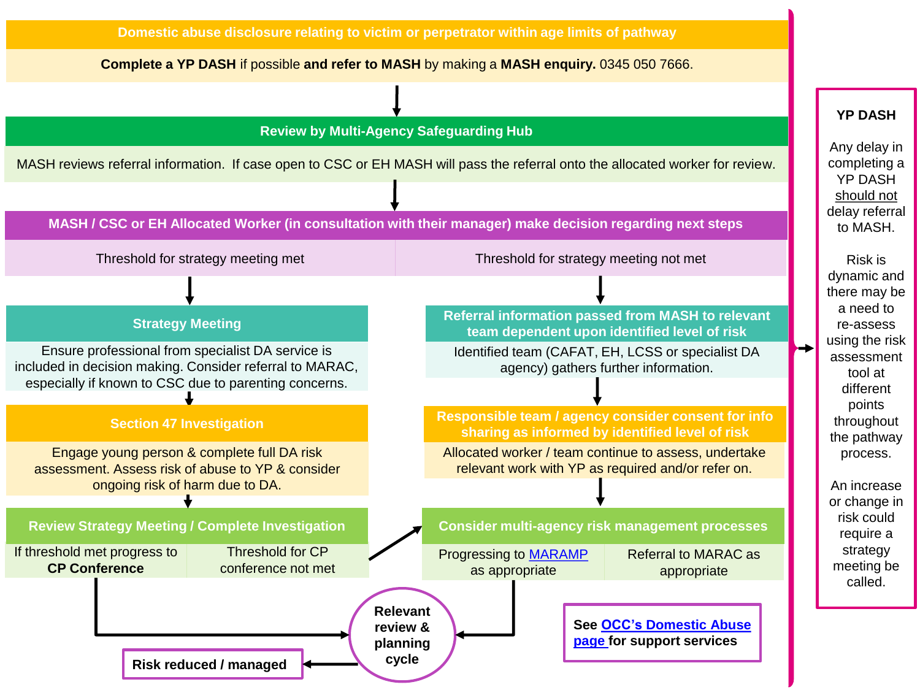**Domestic abuse disclosure relating to victim or perpetrator within age limits of pathway**

**Complete a YP DASH** if possible **and refer to MASH** by making a **MASH enquiry.** 0345 050 7666.

**Review by Multi-Agency Safeguarding Hub**

MASH reviews referral information. If case open to CSC or EH MASH will pass the referral onto the allocated worker for review.

**MASH / CSC or EH Allocated Worker (in consultation with their manager) make decision regarding next steps**

Threshold for strategy meeting met

**Strategy Meeting**

Ensure professional from specialist DA service is included in decision making. Consider referral to MARAC, especially if known to CSC due to parenting concerns.

**Section 47 Investigation**

Engage young person & complete full DA risk assessment. Assess risk of abuse to YP & consider ongoing risk of harm due to DA.

**Review Strategy Meeting / Complete Investigation**

- If threshold met progress to **CP Conference**
- Threshold for CP conference not met

Threshold for strategy meeting not met

**Referral information passed from MASH to relevant team dependent upon identified level of risk**

Identified team (CAFAT, EH, LCSS or specialist DA agency) gathers further information.

**Responsible team / agency consider consent for info sharing as informed by identified level of risk**

Allocated worker / team continue to assess, undertake relevant work with YP as required and/or refer on.

**Consider multi-agency risk management processes**

- Progressing to MARAMP as appropriate
- Referral to MARAC as appropriate

**Relevant review & planning cycle**

**Risk reduced / managed**

**See OCC's Domestic Abuse page for support services**

**YP DASH**

Any delay in completing a YP DASH should not delay referral to MASH.

Risk is dynamic and there may be a need to re-assess using the risk assessment tool at different points throughout the pathway process.

An increase or change in risk could require a strategy meeting be called.